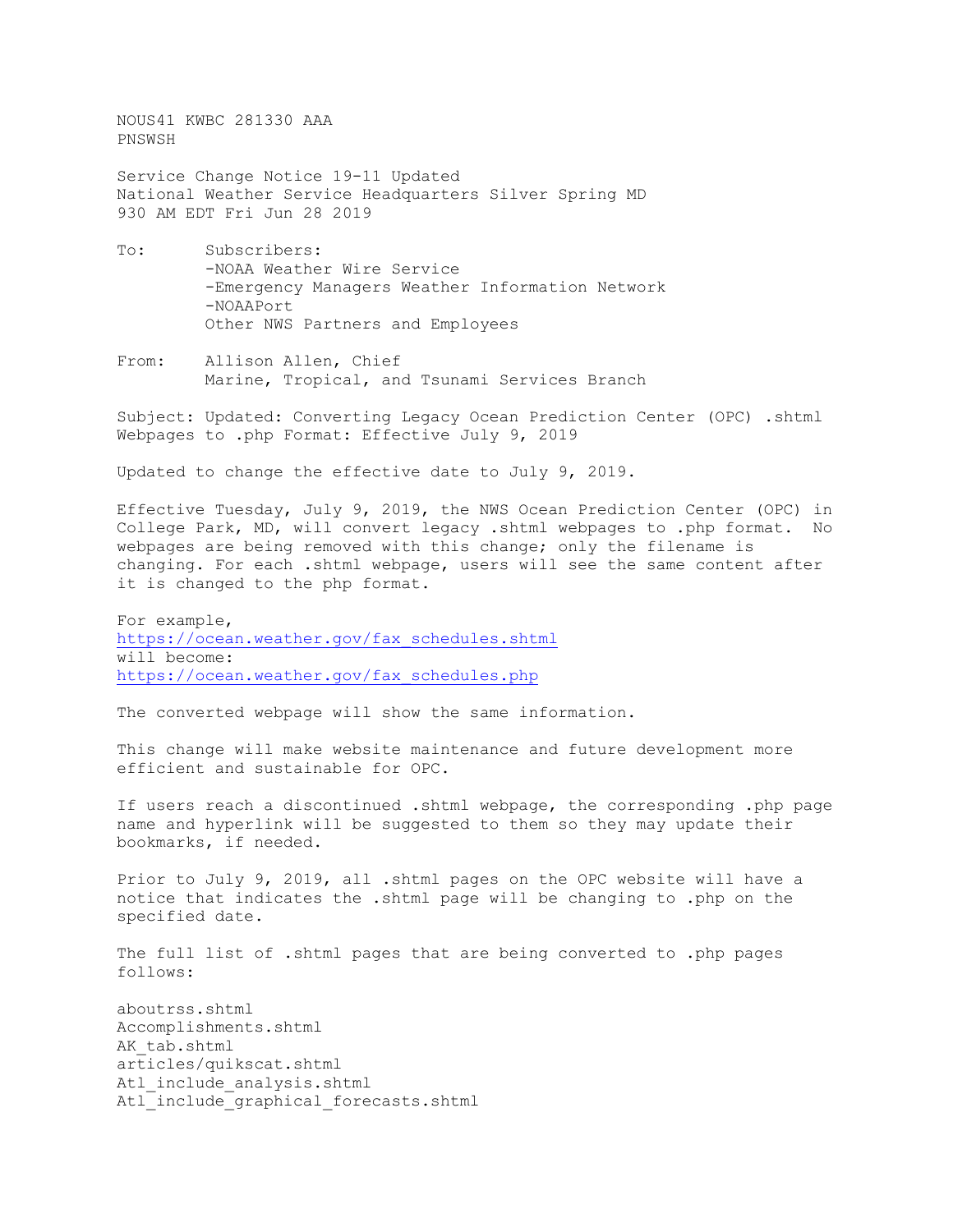NOUS41 KWBC 281330 AAA
PNSWSH

Service Change Notice 19-11 Updated
National Weather Service Headquarters Silver Spring MD
930 AM EDT Fri Jun 28 2019

To: Subscribers:
- -NOAA Weather Wire Service
- -Emergency Managers Weather Information Network
- -NOAAPort

Other NWS Partners and Employees

From: Allison Allen, Chief
Marine, Tropical, and Tsunami Services Branch

Subject: Updated: Converting Legacy Ocean Prediction Center (OPC) .shtml Webpages to .php Format: Effective July 9, 2019

Updated to change the effective date to July 9, 2019.

Effective Tuesday, July 9, 2019, the NWS Ocean Prediction Center (OPC) in College Park, MD, will convert legacy .shtml webpages to .php format. No webpages are being removed with this change; only the filename is changing. For each .shtml webpage, users will see the same content after it is changed to the php format.

For example,
https://ocean.weather.gov/fax_schedules.shtml
will become:
https://ocean.weather.gov/fax_schedules.php

The converted webpage will show the same information.

This change will make website maintenance and future development more efficient and sustainable for OPC.

If users reach a discontinued .shtml webpage, the corresponding .php page name and hyperlink will be suggested to them so they may update their bookmarks, if needed.

Prior to July 9, 2019, all .shtml pages on the OPC website will have a notice that indicates the .shtml page will be changing to .php on the specified date.

The full list of .shtml pages that are being converted to .php pages follows:

aboutrss.shtml
Accomplishments.shtml
AK_tab.shtml
articles/quikscat.shtml
Atl_include_analysis.shtml
Atl_include_graphical_forecasts.shtml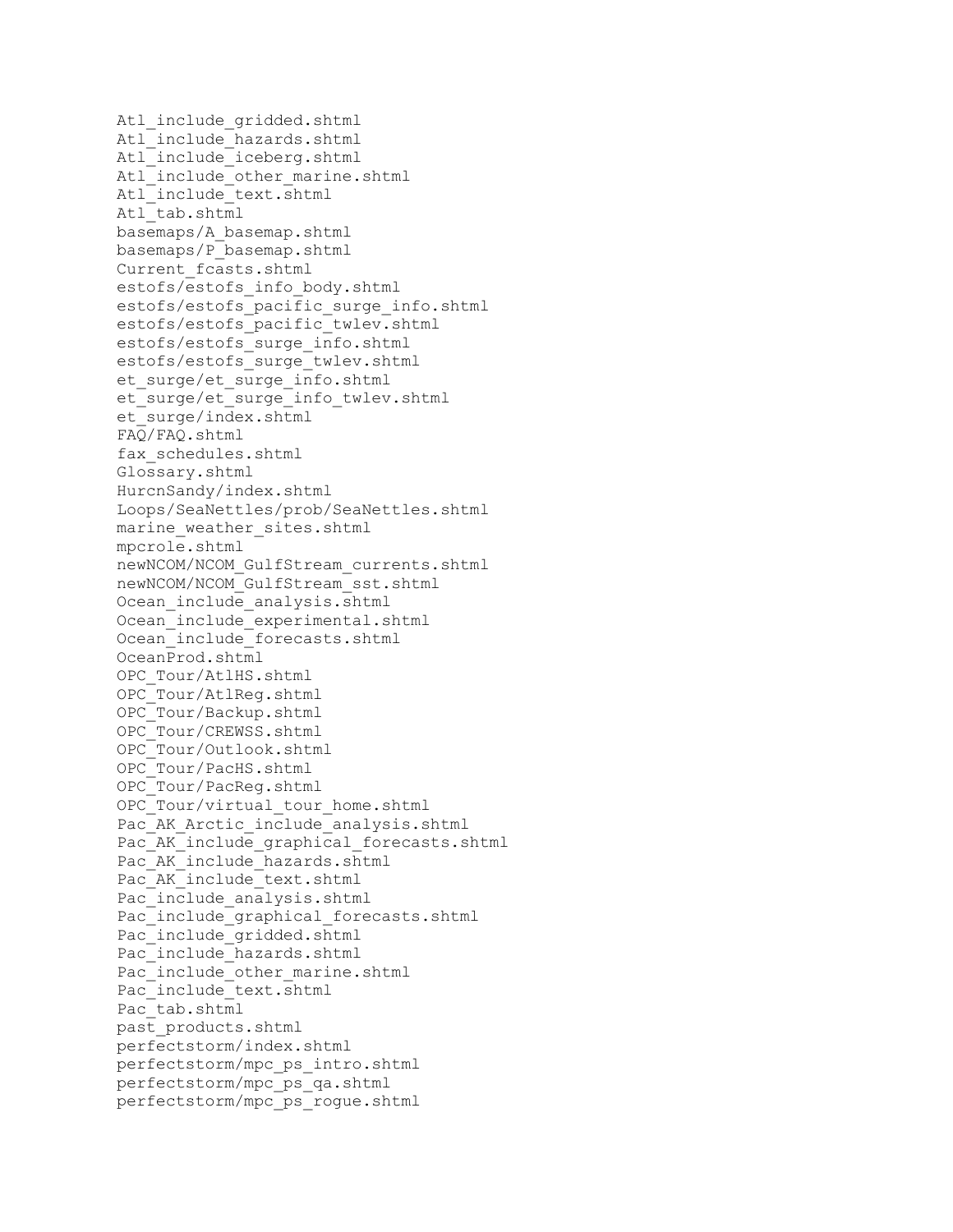Atl_include_gridded.shtml
Atl_include_hazards.shtml
Atl_include_iceberg.shtml
Atl_include_other_marine.shtml
Atl_include_text.shtml
Atl_tab.shtml
basemaps/A_basemap.shtml
basemaps/P_basemap.shtml
Current_fcasts.shtml
estofs/estofs_info_body.shtml
estofs/estofs_pacific_surge_info.shtml
estofs/estofs_pacific_twlev.shtml
estofs/estofs_surge_info.shtml
estofs/estofs_surge_twlev.shtml
et_surge/et_surge_info.shtml
et_surge/et_surge_info_twlev.shtml
et_surge/index.shtml
FAQ/FAQ.shtml
fax_schedules.shtml
Glossary.shtml
HurcnSandy/index.shtml
Loops/SeaNettles/prob/SeaNettles.shtml
marine_weather_sites.shtml
mpcrole.shtml
newNCOM/NCOM_GulfStream_currents.shtml
newNCOM/NCOM_GulfStream_sst.shtml
Ocean_include_analysis.shtml
Ocean_include_experimental.shtml
Ocean_include_forecasts.shtml
OceanProd.shtml
OPC_Tour/AtlHS.shtml
OPC_Tour/AtlReg.shtml
OPC_Tour/Backup.shtml
OPC_Tour/CREWSS.shtml
OPC_Tour/Outlook.shtml
OPC_Tour/PacHS.shtml
OPC_Tour/PacReg.shtml
OPC_Tour/virtual_tour_home.shtml
Pac_AK_Arctic_include_analysis.shtml
Pac_AK_include_graphical_forecasts.shtml
Pac_AK_include_hazards.shtml
Pac_AK_include_text.shtml
Pac_include_analysis.shtml
Pac_include_graphical_forecasts.shtml
Pac_include_gridded.shtml
Pac_include_hazards.shtml
Pac_include_other_marine.shtml
Pac_include_text.shtml
Pac_tab.shtml
past_products.shtml
perfectstorm/index.shtml
perfectstorm/mpc_ps_intro.shtml
perfectstorm/mpc_ps_qa.shtml
perfectstorm/mpc_ps_rogue.shtml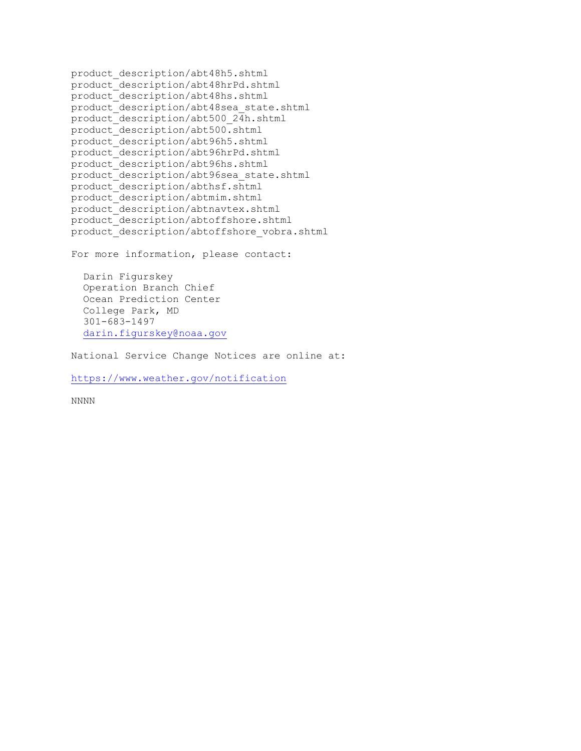product_description/abt48h5.shtml
product_description/abt48hrPd.shtml
product_description/abt48hs.shtml
product_description/abt48sea_state.shtml
product_description/abt500_24h.shtml
product_description/abt500.shtml
product_description/abt96h5.shtml
product_description/abt96hrPd.shtml
product_description/abt96hs.shtml
product_description/abt96sea_state.shtml
product_description/abthsf.shtml
product_description/abtmim.shtml
product_description/abtnavtex.shtml
product_description/abtoffshore.shtml
product_description/abtoffshore_vobra.shtml

For more information, please contact:

Darin Figurskey
Operation Branch Chief
Ocean Prediction Center
College Park, MD
301-683-1497
darin.figurskey@noaa.gov

National Service Change Notices are online at:

https://www.weather.gov/notification

NNNN